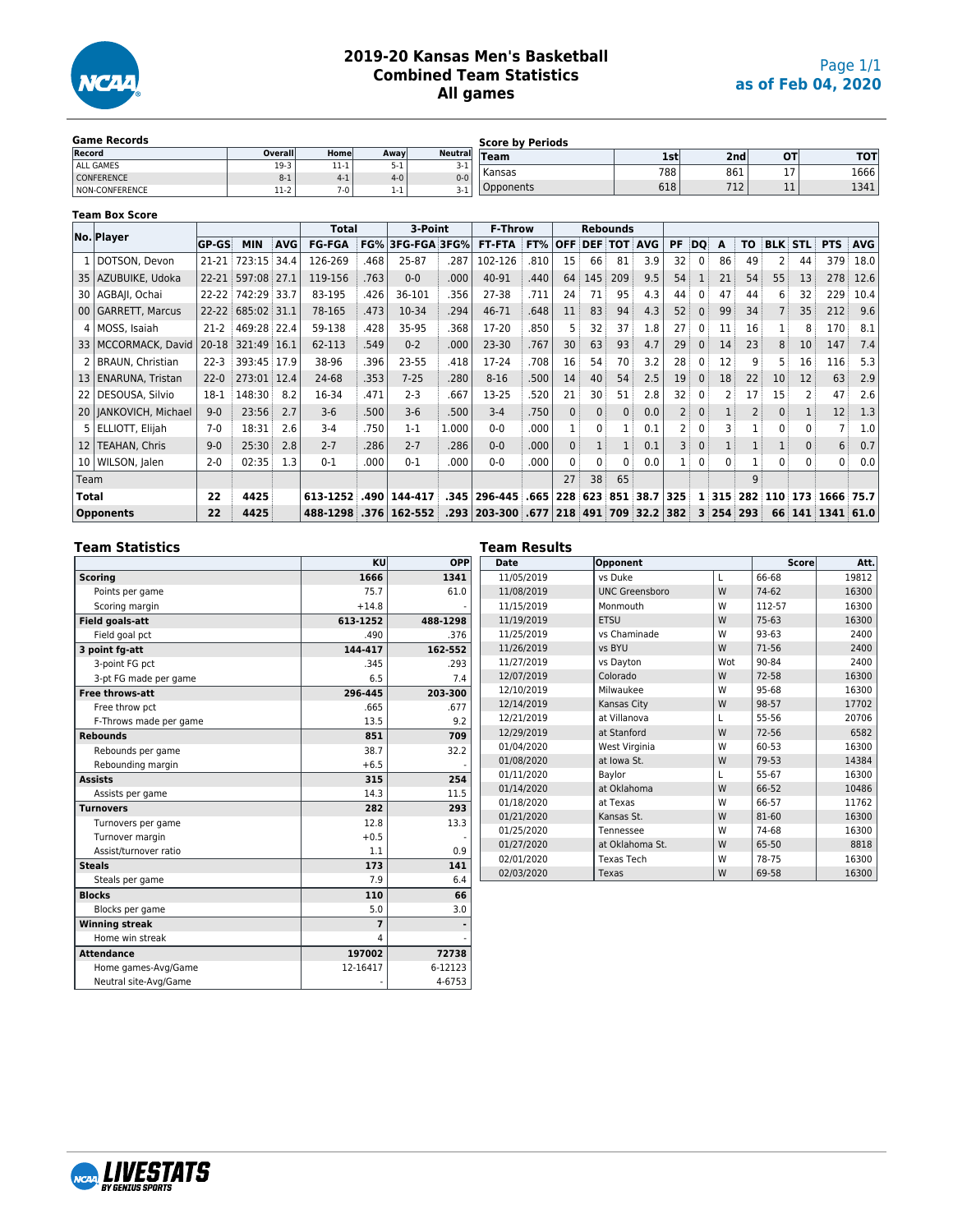# 2019-20 Kansas Men's Basketball
## Combined Team Statistics
## All games

as of Feb 04, 2020

### Game Records

| Record | Overall | Home | Away | Neutral |
|---|---|---|---|---|
| ALL GAMES | 19-3 | 11-1 | 5-1 | 3-1 |
| CONFERENCE | 8-1 | 4-1 | 4-0 | 0-0 |
| NON-CONFERENCE | 11-2 | 7-0 | 1-1 | 3-1 |

### Score by Periods

| Team | 1st | 2nd | OT | TOT |
|---|---|---|---|---|
| Kansas | 788 | 861 | 17 | 1666 |
| Opponents | 618 | 712 | 11 | 1341 |

### Team Box Score

| No. | Player | GP-GS | MIN | AVG | FG-FGA | FG% | 3FG-FGA | 3FG% | FT-FTA | FT% | OFF | DEF | TOT | AVG | PF | DQ | A | TO | BLK | STL | PTS | AVG |
|---|---|---|---|---|---|---|---|---|---|---|---|---|---|---|---|---|---|---|---|---|---|---|
| 1 | DOTSON, Devon | 21-21 | 723:15 | 34.4 | 126-269 | .468 | 25-87 | .287 | 102-126 | .810 | 15 | 66 | 81 | 3.9 | 32 | 0 | 86 | 49 | 2 | 44 | 379 | 18.0 |
| 35 | AZUBUIKE, Udoka | 22-21 | 597:08 | 27.1 | 119-156 | .763 | 0-0 | .000 | 40-91 | .440 | 64 | 145 | 209 | 9.5 | 54 | 1 | 21 | 54 | 55 | 13 | 278 | 12.6 |
| 30 | AGBAJI, Ochai | 22-22 | 742:29 | 33.7 | 83-195 | .426 | 36-101 | .356 | 27-38 | .711 | 24 | 71 | 95 | 4.3 | 44 | 0 | 47 | 44 | 6 | 32 | 229 | 10.4 |
| 00 | GARRETT, Marcus | 22-22 | 685:02 | 31.1 | 78-165 | .473 | 10-34 | .294 | 46-71 | .648 | 11 | 83 | 94 | 4.3 | 52 | 0 | 99 | 34 | 7 | 35 | 212 | 9.6 |
| 4 | MOSS, Isaiah | 21-2 | 469:28 | 22.4 | 59-138 | .428 | 35-95 | .368 | 17-20 | .850 | 5 | 32 | 37 | 1.8 | 27 | 0 | 11 | 16 | 1 | 8 | 170 | 8.1 |
| 33 | MCCORMACK, David | 20-18 | 321:49 | 16.1 | 62-113 | .549 | 0-2 | .000 | 23-30 | .767 | 30 | 63 | 93 | 4.7 | 29 | 0 | 14 | 23 | 8 | 10 | 147 | 7.4 |
| 2 | BRAUN, Christian | 22-3 | 393:45 | 17.9 | 38-96 | .396 | 23-55 | .418 | 17-24 | .708 | 16 | 54 | 70 | 3.2 | 28 | 0 | 12 | 9 | 5 | 16 | 116 | 5.3 |
| 13 | ENARUNA, Tristan | 22-0 | 273:01 | 12.4 | 24-68 | .353 | 7-25 | .280 | 8-16 | .500 | 14 | 40 | 54 | 2.5 | 19 | 0 | 18 | 22 | 10 | 12 | 63 | 2.9 |
| 22 | DESOUSA, Silvio | 18-1 | 148:30 | 8.2 | 16-34 | .471 | 2-3 | .667 | 13-25 | .520 | 21 | 30 | 51 | 2.8 | 32 | 0 | 2 | 17 | 15 | 2 | 47 | 2.6 |
| 20 | JANKOVICH, Michael | 9-0 | 23:56 | 2.7 | 3-6 | .500 | 3-6 | .500 | 3-4 | .750 | 0 | 0 | 0 | 0.0 | 2 | 0 | 1 | 2 | 0 | 1 | 12 | 1.3 |
| 5 | ELLIOTT, Elijah | 7-0 | 18:31 | 2.6 | 3-4 | .750 | 1-1 | 1.000 | 0-0 | .000 | 1 | 0 | 1 | 0.1 | 2 | 0 | 3 | 1 | 0 | 0 | 7 | 1.0 |
| 12 | TEAHAN, Chris | 9-0 | 25:30 | 2.8 | 2-7 | .286 | 2-7 | .286 | 0-0 | .000 | 0 | 1 | 1 | 0.1 | 3 | 0 | 1 | 1 | 1 | 0 | 6 | 0.7 |
| 10 | WILSON, Jalen | 2-0 | 02:35 | 1.3 | 0-1 | .000 | 0-1 | .000 | 0-0 | .000 | 0 | 0 | 0 | 0.0 | 1 | 0 | 0 | 1 | 0 | 0 | 0 | 0.0 |
| | Team | | | | | | | | | | 27 | 38 | 65 | | | | | 9 | | | | |
| | **Total** | **22** | **4425** | | **613-1252** | **.490** | **144-417** | **.345** | **296-445** | **.665** | **228** | **623** | **851** | **38.7** | **325** | **1** | **315** | **282** | **110** | **173** | **1666** | **75.7** |
| | **Opponents** | **22** | **4425** | | **488-1298** | **.376** | **162-552** | **.293** | **203-300** | **.677** | **218** | **491** | **709** | **32.2** | **382** | **3** | **254** | **293** | **66** | **141** | **1341** | **61.0** |

### Team Statistics

| | KU | OPP |
|---|---|---|
| **Scoring** | **1666** | **1341** |
| Points per game | 75.7 | 61.0 |
| Scoring margin | +14.8 | - |
| **Field goals-att** | **613-1252** | **488-1298** |
| Field goal pct | .490 | .376 |
| **3 point fg-att** | **144-417** | **162-552** |
| 3-point FG pct | .345 | .293 |
| 3-pt FG made per game | 6.5 | 7.4 |
| **Free throws-att** | **296-445** | **203-300** |
| Free throw pct | .665 | .677 |
| F-Throws made per game | 13.5 | 9.2 |
| **Rebounds** | **851** | **709** |
| Rebounds per game | 38.7 | 32.2 |
| Rebounding margin | +6.5 | - |
| **Assists** | **315** | **254** |
| Assists per game | 14.3 | 11.5 |
| **Turnovers** | **282** | **293** |
| Turnovers per game | 12.8 | 13.3 |
| Turnover margin | +0.5 | - |
| Assist/turnover ratio | 1.1 | 0.9 |
| **Steals** | **173** | **141** |
| Steals per game | 7.9 | 6.4 |
| **Blocks** | **110** | **66** |
| Blocks per game | 5.0 | 3.0 |
| **Winning streak** | **7** | **-** |
| Home win streak | 4 | - |
| **Attendance** | **197002** | **72738** |
| Home games-Avg/Game | 12-16417 | 6-12123 |
| Neutral site-Avg/Game | - | 4-6753 |

### Team Results

| Date | Opponent | | Score | Att. |
|---|---|---|---|---|
| 11/05/2019 | vs Duke | L | 66-68 | 19812 |
| 11/08/2019 | UNC Greensboro | W | 74-62 | 16300 |
| 11/15/2019 | Monmouth | W | 112-57 | 16300 |
| 11/19/2019 | ETSU | W | 75-63 | 16300 |
| 11/25/2019 | vs Chaminade | W | 93-63 | 2400 |
| 11/26/2019 | vs BYU | W | 71-56 | 2400 |
| 11/27/2019 | vs Dayton | Wot | 90-84 | 2400 |
| 12/07/2019 | Colorado | W | 72-58 | 16300 |
| 12/10/2019 | Milwaukee | W | 95-68 | 16300 |
| 12/14/2019 | Kansas City | W | 98-57 | 17702 |
| 12/21/2019 | at Villanova | L | 55-56 | 20706 |
| 12/29/2019 | at Stanford | W | 72-56 | 6582 |
| 01/04/2020 | West Virginia | W | 60-53 | 16300 |
| 01/08/2020 | at Iowa St. | W | 79-53 | 14384 |
| 01/11/2020 | Baylor | L | 55-67 | 16300 |
| 01/14/2020 | at Oklahoma | W | 66-52 | 10486 |
| 01/18/2020 | at Texas | W | 66-57 | 11762 |
| 01/21/2020 | Kansas St. | W | 81-60 | 16300 |
| 01/25/2020 | Tennessee | W | 74-68 | 16300 |
| 01/27/2020 | at Oklahoma St. | W | 65-50 | 8818 |
| 02/01/2020 | Texas Tech | W | 78-75 | 16300 |
| 02/03/2020 | Texas | W | 69-58 | 16300 |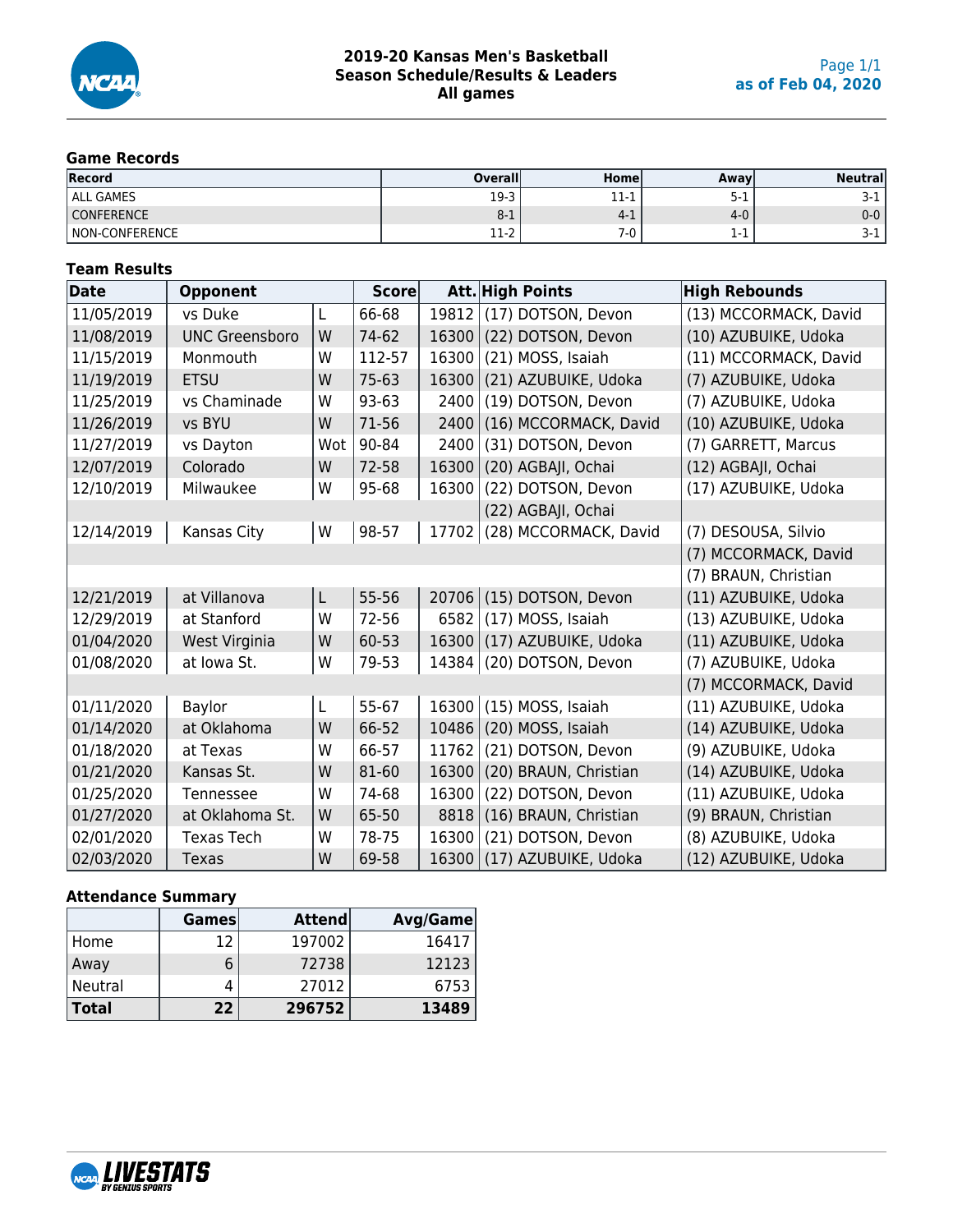# 2019-20 Kansas Men's Basketball
## Season Schedule/Results & Leaders
### All games

as of Feb 04, 2020

### Game Records

| Record | Overall | Home | Away | Neutral |
|---|---|---|---|---|
| ALL GAMES | 19-3 | 11-1 | 5-1 | 3-1 |
| CONFERENCE | 8-1 | 4-1 | 4-0 | 0-0 |
| NON-CONFERENCE | 11-2 | 7-0 | 1-1 | 3-1 |

### Team Results

| Date | Opponent | | Score | Att. | High Points | High Rebounds |
|---|---|---|---|---|---|---|
| 11/05/2019 | vs Duke | L | 66-68 | 19812 | (17) DOTSON, Devon | (13) MCCORMACK, David |
| 11/08/2019 | UNC Greensboro | W | 74-62 | 16300 | (22) DOTSON, Devon | (10) AZUBUIKE, Udoka |
| 11/15/2019 | Monmouth | W | 112-57 | 16300 | (21) MOSS, Isaiah | (11) MCCORMACK, David |
| 11/19/2019 | ETSU | W | 75-63 | 16300 | (21) AZUBUIKE, Udoka | (7) AZUBUIKE, Udoka |
| 11/25/2019 | vs Chaminade | W | 93-63 | 2400 | (19) DOTSON, Devon | (7) AZUBUIKE, Udoka |
| 11/26/2019 | vs BYU | W | 71-56 | 2400 | (16) MCCORMACK, David | (10) AZUBUIKE, Udoka |
| 11/27/2019 | vs Dayton | Wot | 90-84 | 2400 | (31) DOTSON, Devon | (7) GARRETT, Marcus |
| 12/07/2019 | Colorado | W | 72-58 | 16300 | (20) AGBAJI, Ochai | (12) AGBAJI, Ochai |
| 12/10/2019 | Milwaukee | W | 95-68 | 16300 | (22) DOTSON, Devon | (17) AZUBUIKE, Udoka |
| | | | | | (22) AGBAJI, Ochai | |
| 12/14/2019 | Kansas City | W | 98-57 | 17702 | (28) MCCORMACK, David | (7) DESOUSA, Silvio |
| | | | | | | (7) MCCORMACK, David |
| | | | | | | (7) BRAUN, Christian |
| 12/21/2019 | at Villanova | L | 55-56 | 20706 | (15) DOTSON, Devon | (11) AZUBUIKE, Udoka |
| 12/29/2019 | at Stanford | W | 72-56 | 6582 | (17) MOSS, Isaiah | (13) AZUBUIKE, Udoka |
| 01/04/2020 | West Virginia | W | 60-53 | 16300 | (17) AZUBUIKE, Udoka | (11) AZUBUIKE, Udoka |
| 01/08/2020 | at Iowa St. | W | 79-53 | 14384 | (20) DOTSON, Devon | (7) AZUBUIKE, Udoka |
| | | | | | | (7) MCCORMACK, David |
| 01/11/2020 | Baylor | L | 55-67 | 16300 | (15) MOSS, Isaiah | (11) AZUBUIKE, Udoka |
| 01/14/2020 | at Oklahoma | W | 66-52 | 10486 | (20) MOSS, Isaiah | (14) AZUBUIKE, Udoka |
| 01/18/2020 | at Texas | W | 66-57 | 11762 | (21) DOTSON, Devon | (9) AZUBUIKE, Udoka |
| 01/21/2020 | Kansas St. | W | 81-60 | 16300 | (20) BRAUN, Christian | (14) AZUBUIKE, Udoka |
| 01/25/2020 | Tennessee | W | 74-68 | 16300 | (22) DOTSON, Devon | (11) AZUBUIKE, Udoka |
| 01/27/2020 | at Oklahoma St. | W | 65-50 | 8818 | (16) BRAUN, Christian | (9) BRAUN, Christian |
| 02/01/2020 | Texas Tech | W | 78-75 | 16300 | (21) DOTSON, Devon | (8) AZUBUIKE, Udoka |
| 02/03/2020 | Texas | W | 69-58 | 16300 | (17) AZUBUIKE, Udoka | (12) AZUBUIKE, Udoka |

### Attendance Summary

| | Games | Attend | Avg/Game |
|---|---|---|---|
| Home | 12 | 197002 | 16417 |
| Away | 6 | 72738 | 12123 |
| Neutral | 4 | 27012 | 6753 |
| **Total** | **22** | **296752** | **13489** |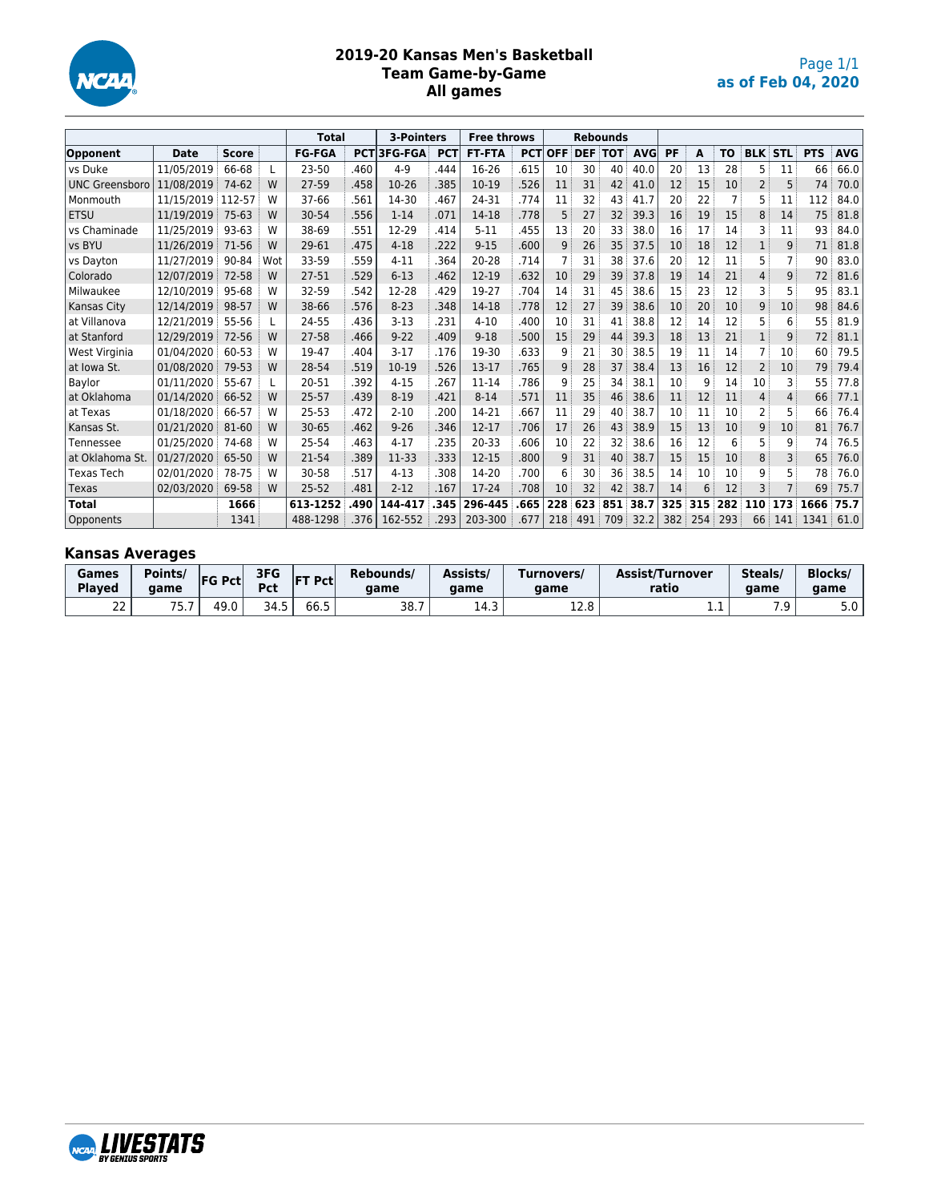# 2019-20 Kansas Men's Basketball
## Team Game-by-Game
## All games

as of Feb 04, 2020

| | | | | Total | | 3-Pointers | | Free throws | | Rebounds | | | | | | | | | | |
|---|---|---|---|---|---|---|---|---|---|---|---|---|---|---|---|---|---|---|---|---|
| Opponent | Date | Score | | FG-FGA | PCT | 3FG-FGA | PCT | FT-FTA | PCT | OFF | DEF | TOT | AVG | PF | A | TO | BLK | STL | PTS | AVG |
| vs Duke | 11/05/2019 | 66-68 | L | 23-50 | .460 | 4-9 | .444 | 16-26 | .615 | 10 | 30 | 40 | 40.0 | 20 | 13 | 28 | 5 | 11 | 66 | 66.0 |
| UNC Greensboro | 11/08/2019 | 74-62 | W | 27-59 | .458 | 10-26 | .385 | 10-19 | .526 | 11 | 31 | 42 | 41.0 | 12 | 15 | 10 | 2 | 5 | 74 | 70.0 |
| Monmouth | 11/15/2019 | 112-57 | W | 37-66 | .561 | 14-30 | .467 | 24-31 | .774 | 11 | 32 | 43 | 41.7 | 20 | 22 | 7 | 5 | 11 | 112 | 84.0 |
| ETSU | 11/19/2019 | 75-63 | W | 30-54 | .556 | 1-14 | .071 | 14-18 | .778 | 5 | 27 | 32 | 39.3 | 16 | 19 | 15 | 8 | 14 | 75 | 81.8 |
| vs Chaminade | 11/25/2019 | 93-63 | W | 38-69 | .551 | 12-29 | .414 | 5-11 | .455 | 13 | 20 | 33 | 38.0 | 16 | 17 | 14 | 3 | 11 | 93 | 84.0 |
| vs BYU | 11/26/2019 | 71-56 | W | 29-61 | .475 | 4-18 | .222 | 9-15 | .600 | 9 | 26 | 35 | 37.5 | 10 | 18 | 12 | 1 | 9 | 71 | 81.8 |
| vs Dayton | 11/27/2019 | 90-84 | Wot | 33-59 | .559 | 4-11 | .364 | 20-28 | .714 | 7 | 31 | 38 | 37.6 | 20 | 12 | 11 | 5 | 7 | 90 | 83.0 |
| Colorado | 12/07/2019 | 72-58 | W | 27-51 | .529 | 6-13 | .462 | 12-19 | .632 | 10 | 29 | 39 | 37.8 | 19 | 14 | 21 | 4 | 9 | 72 | 81.6 |
| Milwaukee | 12/10/2019 | 95-68 | W | 32-59 | .542 | 12-28 | .429 | 19-27 | .704 | 14 | 31 | 45 | 38.6 | 15 | 23 | 12 | 3 | 5 | 95 | 83.1 |
| Kansas City | 12/14/2019 | 98-57 | W | 38-66 | .576 | 8-23 | .348 | 14-18 | .778 | 12 | 27 | 39 | 38.6 | 10 | 20 | 10 | 9 | 10 | 98 | 84.6 |
| at Villanova | 12/21/2019 | 55-56 | L | 24-55 | .436 | 3-13 | .231 | 4-10 | .400 | 10 | 31 | 41 | 38.8 | 12 | 14 | 12 | 5 | 6 | 55 | 81.9 |
| at Stanford | 12/29/2019 | 72-56 | W | 27-58 | .466 | 9-22 | .409 | 9-18 | .500 | 15 | 29 | 44 | 39.3 | 18 | 13 | 21 | 1 | 9 | 72 | 81.1 |
| West Virginia | 01/04/2020 | 60-53 | W | 19-47 | .404 | 3-17 | .176 | 19-30 | .633 | 9 | 21 | 30 | 38.5 | 19 | 11 | 14 | 7 | 10 | 60 | 79.5 |
| at Iowa St. | 01/08/2020 | 79-53 | W | 28-54 | .519 | 10-19 | .526 | 13-17 | .765 | 9 | 28 | 37 | 38.4 | 13 | 16 | 12 | 2 | 10 | 79 | 79.4 |
| Baylor | 01/11/2020 | 55-67 | L | 20-51 | .392 | 4-15 | .267 | 11-14 | .786 | 9 | 25 | 34 | 38.1 | 10 | 9 | 14 | 10 | 3 | 55 | 77.8 |
| at Oklahoma | 01/14/2020 | 66-52 | W | 25-57 | .439 | 8-19 | .421 | 8-14 | .571 | 11 | 35 | 46 | 38.6 | 11 | 12 | 11 | 4 | 4 | 66 | 77.1 |
| at Texas | 01/18/2020 | 66-57 | W | 25-53 | .472 | 2-10 | .200 | 14-21 | .667 | 11 | 29 | 40 | 38.7 | 10 | 11 | 10 | 2 | 5 | 66 | 76.4 |
| Kansas St. | 01/21/2020 | 81-60 | W | 30-65 | .462 | 9-26 | .346 | 12-17 | .706 | 17 | 26 | 43 | 38.9 | 15 | 13 | 10 | 9 | 10 | 81 | 76.7 |
| Tennessee | 01/25/2020 | 74-68 | W | 25-54 | .463 | 4-17 | .235 | 20-33 | .606 | 10 | 22 | 32 | 38.6 | 16 | 12 | 6 | 5 | 9 | 74 | 76.5 |
| at Oklahoma St. | 01/27/2020 | 65-50 | W | 21-54 | .389 | 11-33 | .333 | 12-15 | .800 | 9 | 31 | 40 | 38.7 | 15 | 15 | 10 | 8 | 3 | 65 | 76.0 |
| Texas Tech | 02/01/2020 | 78-75 | W | 30-58 | .517 | 4-13 | .308 | 14-20 | .700 | 6 | 30 | 36 | 38.5 | 14 | 10 | 10 | 9 | 5 | 78 | 76.0 |
| Texas | 02/03/2020 | 69-58 | W | 25-52 | .481 | 2-12 | .167 | 17-24 | .708 | 10 | 32 | 42 | 38.7 | 14 | 6 | 12 | 3 | 7 | 69 | 75.7 |
| **Total** | | **1666** | | **613-1252** | **.490** | **144-417** | **.345** | **296-445** | **.665** | **228** | **623** | **851** | **38.7** | **325** | **315** | **282** | **110** | **173** | **1666** | **75.7** |
| Opponents | | 1341 | | 488-1298 | .376 | 162-552 | .293 | 203-300 | .677 | 218 | 491 | 709 | 32.2 | 382 | 254 | 293 | 66 | 141 | 1341 | 61.0 |

### Kansas Averages

| Games Played | Points/ game | FG Pct | 3FG Pct | FT Pct | Rebounds/ game | Assists/ game | Turnovers/ game | Assist/Turnover ratio | Steals/ game | Blocks/ game |
|---|---|---|---|---|---|---|---|---|---|---|
| 22 | 75.7 | 49.0 | 34.5 | 66.5 | 38.7 | 14.3 | 12.8 | 1.1 | 7.9 | 5.0 |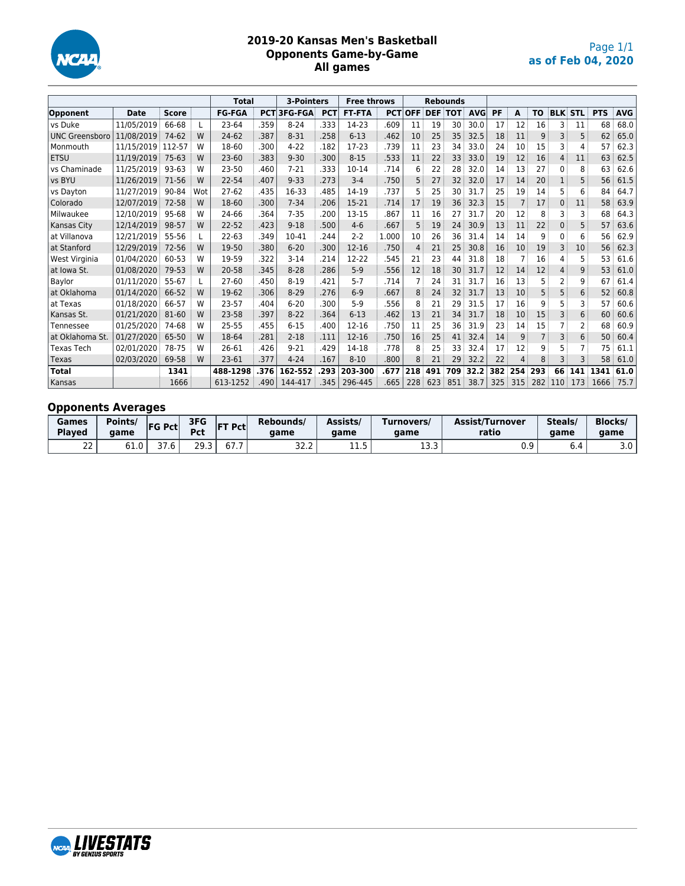# 2019-20 Kansas Men's Basketball
## Opponents Game-by-Game
### All games

as of Feb 04, 2020

| | | | | Total | | 3-Pointers | | Free throws | | Rebounds | | | | | | | | | | |
|---|---|---|---|---|---|---|---|---|---|---|---|---|---|---|---|---|---|---|---|---|
| Opponent | Date | Score | | FG-FGA | PCT | 3FG-FGA | PCT | FT-FTA | PCT | OFF | DEF | TOT | AVG | PF | A | TO | BLK | STL | PTS | AVG |
| vs Duke | 11/05/2019 | 66-68 | L | 23-64 | .359 | 8-24 | .333 | 14-23 | .609 | 11 | 19 | 30 | 30.0 | 17 | 12 | 16 | 3 | 11 | 68 | 68.0 |
| UNC Greensboro | 11/08/2019 | 74-62 | W | 24-62 | .387 | 8-31 | .258 | 6-13 | .462 | 10 | 25 | 35 | 32.5 | 18 | 11 | 9 | 3 | 5 | 62 | 65.0 |
| Monmouth | 11/15/2019 | 112-57 | W | 18-60 | .300 | 4-22 | .182 | 17-23 | .739 | 11 | 23 | 34 | 33.0 | 24 | 10 | 15 | 3 | 4 | 57 | 62.3 |
| ETSU | 11/19/2019 | 75-63 | W | 23-60 | .383 | 9-30 | .300 | 8-15 | .533 | 11 | 22 | 33 | 33.0 | 19 | 12 | 16 | 4 | 11 | 63 | 62.5 |
| vs Chaminade | 11/25/2019 | 93-63 | W | 23-50 | .460 | 7-21 | .333 | 10-14 | .714 | 6 | 22 | 28 | 32.0 | 14 | 13 | 27 | 0 | 8 | 63 | 62.6 |
| vs BYU | 11/26/2019 | 71-56 | W | 22-54 | .407 | 9-33 | .273 | 3-4 | .750 | 5 | 27 | 32 | 32.0 | 17 | 14 | 20 | 1 | 5 | 56 | 61.5 |
| vs Dayton | 11/27/2019 | 90-84 | Wot | 27-62 | .435 | 16-33 | .485 | 14-19 | .737 | 5 | 25 | 30 | 31.7 | 25 | 19 | 14 | 5 | 6 | 84 | 64.7 |
| Colorado | 12/07/2019 | 72-58 | W | 18-60 | .300 | 7-34 | .206 | 15-21 | .714 | 17 | 19 | 36 | 32.3 | 15 | 7 | 17 | 0 | 11 | 58 | 63.9 |
| Milwaukee | 12/10/2019 | 95-68 | W | 24-66 | .364 | 7-35 | .200 | 13-15 | .867 | 11 | 16 | 27 | 31.7 | 20 | 12 | 8 | 3 | 3 | 68 | 64.3 |
| Kansas City | 12/14/2019 | 98-57 | W | 22-52 | .423 | 9-18 | .500 | 4-6 | .667 | 5 | 19 | 24 | 30.9 | 13 | 11 | 22 | 0 | 5 | 57 | 63.6 |
| at Villanova | 12/21/2019 | 55-56 | L | 22-63 | .349 | 10-41 | .244 | 2-2 | 1.000 | 10 | 26 | 36 | 31.4 | 14 | 14 | 9 | 0 | 6 | 56 | 62.9 |
| at Stanford | 12/29/2019 | 72-56 | W | 19-50 | .380 | 6-20 | .300 | 12-16 | .750 | 4 | 21 | 25 | 30.8 | 16 | 10 | 19 | 3 | 10 | 56 | 62.3 |
| West Virginia | 01/04/2020 | 60-53 | W | 19-59 | .322 | 3-14 | .214 | 12-22 | .545 | 21 | 23 | 44 | 31.8 | 18 | 7 | 16 | 4 | 5 | 53 | 61.6 |
| at Iowa St. | 01/08/2020 | 79-53 | W | 20-58 | .345 | 8-28 | .286 | 5-9 | .556 | 12 | 18 | 30 | 31.7 | 12 | 14 | 12 | 4 | 9 | 53 | 61.0 |
| Baylor | 01/11/2020 | 55-67 | L | 27-60 | .450 | 8-19 | .421 | 5-7 | .714 | 7 | 24 | 31 | 31.7 | 16 | 13 | 5 | 2 | 9 | 67 | 61.4 |
| at Oklahoma | 01/14/2020 | 66-52 | W | 19-62 | .306 | 8-29 | .276 | 6-9 | .667 | 8 | 24 | 32 | 31.7 | 13 | 10 | 5 | 5 | 6 | 52 | 60.8 |
| at Texas | 01/18/2020 | 66-57 | W | 23-57 | .404 | 6-20 | .300 | 5-9 | .556 | 8 | 21 | 29 | 31.5 | 17 | 16 | 9 | 5 | 3 | 57 | 60.6 |
| Kansas St. | 01/21/2020 | 81-60 | W | 23-58 | .397 | 8-22 | .364 | 6-13 | .462 | 13 | 21 | 34 | 31.7 | 18 | 10 | 15 | 3 | 6 | 60 | 60.6 |
| Tennessee | 01/25/2020 | 74-68 | W | 25-55 | .455 | 6-15 | .400 | 12-16 | .750 | 11 | 25 | 36 | 31.9 | 23 | 14 | 15 | 7 | 2 | 68 | 60.9 |
| at Oklahoma St. | 01/27/2020 | 65-50 | W | 18-64 | .281 | 2-18 | .111 | 12-16 | .750 | 16 | 25 | 41 | 32.4 | 14 | 9 | 7 | 3 | 6 | 50 | 60.4 |
| Texas Tech | 02/01/2020 | 78-75 | W | 26-61 | .426 | 9-21 | .429 | 14-18 | .778 | 8 | 25 | 33 | 32.4 | 17 | 12 | 9 | 5 | 7 | 75 | 61.1 |
| Texas | 02/03/2020 | 69-58 | W | 23-61 | .377 | 4-24 | .167 | 8-10 | .800 | 8 | 21 | 29 | 32.2 | 22 | 4 | 8 | 3 | 3 | 58 | 61.0 |
| **Total** | | **1341** | | **488-1298** | **.376** | **162-552** | **.293** | **203-300** | **.677** | **218** | **491** | **709** | **32.2** | **382** | **254** | **293** | **66** | **141** | **1341** | **61.0** |
| Kansas | | 1666 | | 613-1252 | .490 | 144-417 | .345 | 296-445 | .665 | 228 | 623 | 851 | 38.7 | 325 | 315 | 282 | 110 | 173 | 1666 | 75.7 |

## Opponents Averages

| Games Played | Points/ game | FG Pct | 3FG Pct | FT Pct | Rebounds/ game | Assists/ game | Turnovers/ game | Assist/Turnover ratio | Steals/ game | Blocks/ game |
|---|---|---|---|---|---|---|---|---|---|---|
| 22 | 61.0 | 37.6 | 29.3 | 67.7 | 32.2 | 11.5 | 13.3 | 0.9 | 6.4 | 3.0 |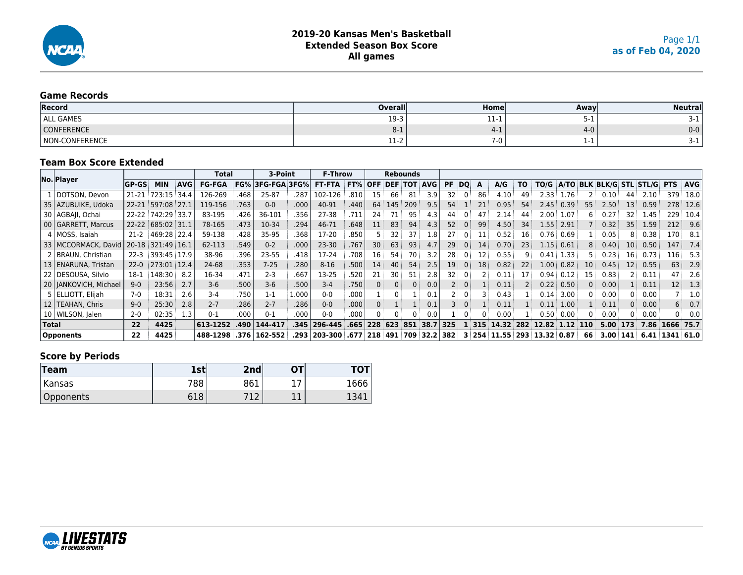# 2019-20 Kansas Men's Basketball
# Extended Season Box Score
# All games

as of Feb 04, 2020

## Game Records

| Record | Overall | Home | Away | Neutral |
|---|---|---|---|---|
| ALL GAMES | 19-3 | 11-1 | 5-1 | 3-1 |
| CONFERENCE | 8-1 | 4-1 | 4-0 | 0-0 |
| NON-CONFERENCE | 11-2 | 7-0 | 1-1 | 3-1 |

## Team Box Score Extended

| No. | Player | GP-GS | MIN | AVG | Total FG-FGA | FG% | 3-Point 3FG-FGA | 3FG% | F-Throw FT-FTA | FT% | Rebounds OFF | DEF | TOT | AVG | PF | DQ | A | A/G | TO | TO/G | A/TO | BLK | BLK/G | STL | STL/G | PTS | AVG |
|---|---|---|---|---|---|---|---|---|---|---|---|---|---|---|---|---|---|---|---|---|---|---|---|---|---|---|---|
| 1 | DOTSON, Devon | 21-21 | 723:15 | 34.4 | 126-269 | .468 | 25-87 | .287 | 102-126 | .810 | 15 | 66 | 81 | 3.9 | 32 | 0 | 86 | 4.10 | 49 | 2.33 | 1.76 | 2 | 0.10 | 44 | 2.10 | 379 | 18.0 |
| 35 | AZUBUIKE, Udoka | 22-21 | 597:08 | 27.1 | 119-156 | .763 | 0-0 | .000 | 40-91 | .440 | 64 | 145 | 209 | 9.5 | 54 | 1 | 21 | 0.95 | 54 | 2.45 | 0.39 | 55 | 2.50 | 13 | 0.59 | 278 | 12.6 |
| 30 | AGBAJI, Ochai | 22-22 | 742:29 | 33.7 | 83-195 | .426 | 36-101 | .356 | 27-38 | .711 | 24 | 71 | 95 | 4.3 | 44 | 0 | 47 | 2.14 | 44 | 2.00 | 1.07 | 6 | 0.27 | 32 | 1.45 | 229 | 10.4 |
| 00 | GARRETT, Marcus | 22-22 | 685:02 | 31.1 | 78-165 | .473 | 10-34 | .294 | 46-71 | .648 | 11 | 83 | 94 | 4.3 | 52 | 0 | 99 | 4.50 | 34 | 1.55 | 2.91 | 7 | 0.32 | 35 | 1.59 | 212 | 9.6 |
| 4 | MOSS, Isaiah | 21-2 | 469:28 | 22.4 | 59-138 | .428 | 35-95 | .368 | 17-20 | .850 | 5 | 32 | 37 | 1.8 | 27 | 0 | 11 | 0.52 | 16 | 0.76 | 0.69 | 1 | 0.05 | 8 | 0.38 | 170 | 8.1 |
| 33 | MCCORMACK, David | 20-18 | 321:49 | 16.1 | 62-113 | .549 | 0-2 | .000 | 23-30 | .767 | 30 | 63 | 93 | 4.7 | 29 | 0 | 14 | 0.70 | 23 | 1.15 | 0.61 | 8 | 0.40 | 10 | 0.50 | 147 | 7.4 |
| 2 | BRAUN, Christian | 22-3 | 393:45 | 17.9 | 38-96 | .396 | 23-55 | .418 | 17-24 | .708 | 16 | 54 | 70 | 3.2 | 28 | 0 | 12 | 0.55 | 9 | 0.41 | 1.33 | 5 | 0.23 | 16 | 0.73 | 116 | 5.3 |
| 13 | ENARUNA, Tristan | 22-0 | 273:01 | 12.4 | 24-68 | .353 | 7-25 | .280 | 8-16 | .500 | 14 | 40 | 54 | 2.5 | 19 | 0 | 18 | 0.82 | 22 | 1.00 | 0.82 | 10 | 0.45 | 12 | 0.55 | 63 | 2.9 |
| 22 | DESOUSA, Silvio | 18-1 | 148:30 | 8.2 | 16-34 | .471 | 2-3 | .667 | 13-25 | .520 | 21 | 30 | 51 | 2.8 | 32 | 0 | 2 | 0.11 | 17 | 0.94 | 0.12 | 15 | 0.83 | 2 | 0.11 | 47 | 2.6 |
| 20 | JANKOVICH, Michael | 9-0 | 23:56 | 2.7 | 3-6 | .500 | 3-6 | .500 | 3-4 | .750 | 0 | 0 | 0 | 0.0 | 2 | 0 | 1 | 0.11 | 2 | 0.22 | 0.50 | 0 | 0.00 | 1 | 0.11 | 12 | 1.3 |
| 5 | ELLIOTT, Elijah | 7-0 | 18:31 | 2.6 | 3-4 | .750 | 1-1 | 1.000 | 0-0 | .000 | 1 | 0 | 1 | 0.1 | 2 | 0 | 3 | 0.43 | 1 | 0.14 | 3.00 | 0 | 0.00 | 0 | 0.00 | 7 | 1.0 |
| 12 | TEAHAN, Chris | 9-0 | 25:30 | 2.8 | 2-7 | .286 | 2-7 | .286 | 0-0 | .000 | 0 | 1 | 1 | 0.1 | 3 | 0 | 1 | 0.11 | 1 | 0.11 | 1.00 | 1 | 0.11 | 0 | 0.00 | 6 | 0.7 |
| 10 | WILSON, Jalen | 2-0 | 02:35 | 1.3 | 0-1 | .000 | 0-1 | .000 | 0-0 | .000 | 0 | 0 | 0 | 0.0 | 1 | 0 | 0 | 0.00 | 1 | 0.50 | 0.00 | 0 | 0.00 | 0 | 0.00 | 0 | 0.0 |
| **Total** | | **22** | **4425** | | **613-1252** | **.490** | **144-417** | **.345** | **296-445** | **.665** | **228** | **623** | **851** | **38.7** | **325** | **1** | **315** | **14.32** | **282** | **12.82** | **1.12** | **110** | **5.00** | **173** | **7.86** | **1666** | **75.7** |
| **Opponents** | | **22** | **4425** | | **488-1298** | **.376** | **162-552** | **.293** | **203-300** | **.677** | **218** | **491** | **709** | **32.2** | **382** | **3** | **254** | **11.55** | **293** | **13.32** | **0.87** | **66** | **3.00** | **141** | **6.41** | **1341** | **61.0** |

## Score by Periods

| Team | 1st | 2nd | OT | TOT |
|---|---|---|---|---|
| Kansas | 788 | 861 | 17 | 1666 |
| Opponents | 618 | 712 | 11 | 1341 |